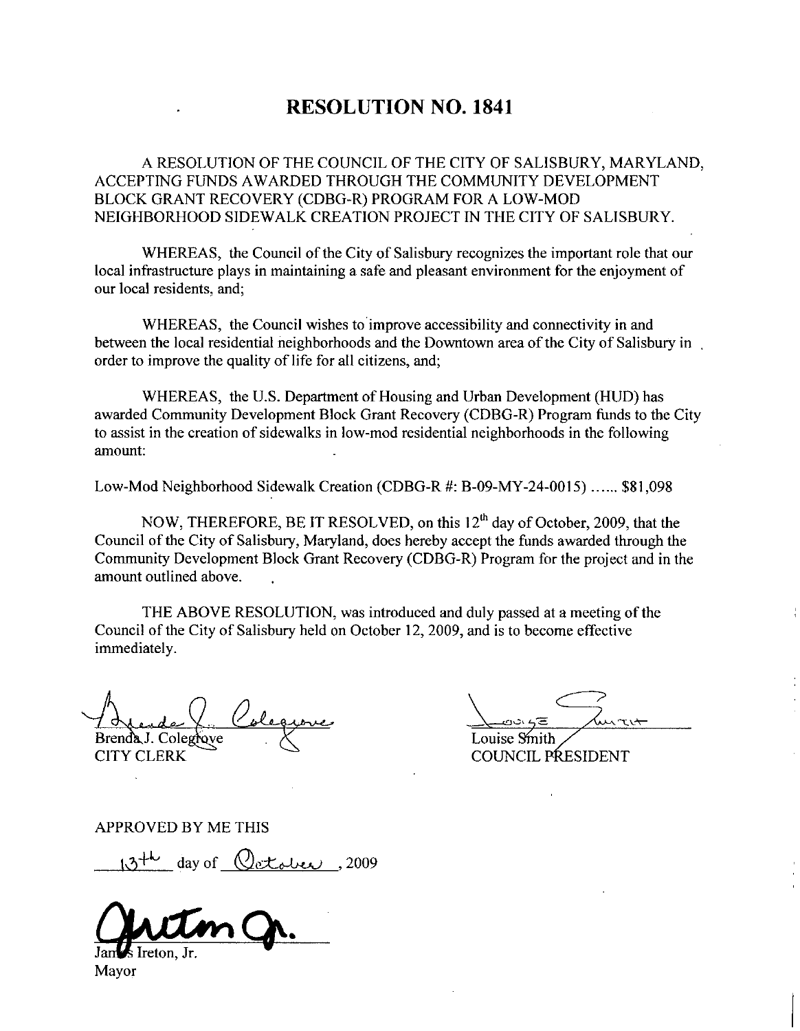# RESOLUTION NO. 1841

A RESOLUTION OF THE COUNCIL OF THE CITY OF SALISBURY, MARYLAND, ACCEPTING FUNDS AWARDED THROUGH THE COMMUNITY DEVELOPMENT BLOCK GRANT RECOVERY (CDBG-R) PROGRAM FOR A LOW-MOD NEIGHBORHOOD SIDEWALK CREATION PROJECT IN THE CITY OF SALISBURY.

WHEREAS, the Council of the City of Salisbury recognizes the important role that our local infrastructure plays in maintaining a safe and pleasant environment for the enjoyment of our local residents, and;

WHEREAS, the Council wishes to improve accessibility and connectivity in and between the local residential neighborhoods and the Downtown area of the City of Salisbury in order to improve the quality of life for all citizens, and;

WHEREAS, the U.S. Department of Housing and Urban Development (HUD) has awarded Community Development Block Grant Recovery (CDBG-R) Program funds to the City to assist in the creation of sidewalks in low-mod residential neighborhoods in the following amount:

Low-Mod Neighborhood Sidewalk Creation (CDBG-R #: B-09-MY-24-0015) ...... $81,098

NOW, THEREFORE, BE IT RESOLVED, on this 12th day of October, 2009, that the Council of the City of Salisbury, Maryland, does hereby accept the funds awarded through the Community Development Block Grant Recovery (CDBG-R) Program for the project and in the amount outlined above.

THE ABOVE RESOLUTION, was introduced and duly passed at a meeting of the Council of the City of Salisbury held on October 12, 2009, and is to become effective immediately.

Brenda J. Colegrove
CITY CLERK

Louise Smith
COUNCIL PRESIDENT

APPROVED BY ME THIS

13th day of October, 2009

James Ireton, Jr.
Mayor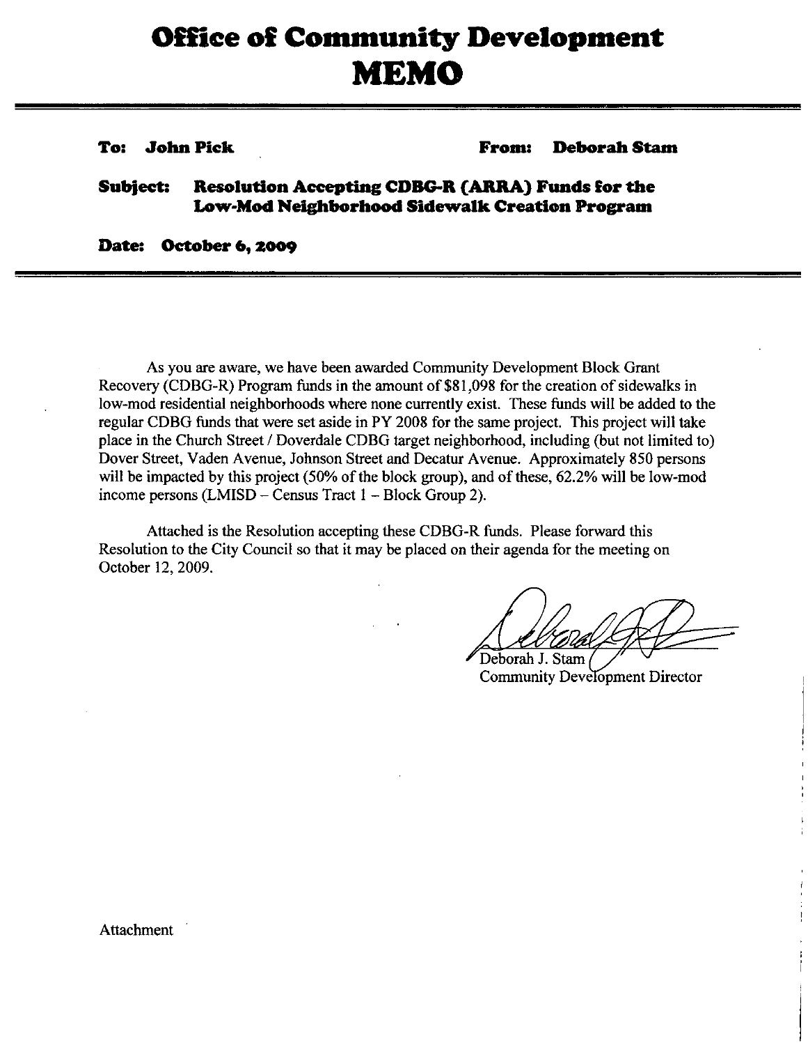# Office of Community Development MEMO

**To: John Pick** **From: Deborah Stam**

**Subject: Resolution Accepting CDBG-R (ARRA) Funds for the Low-Mod Neighborhood Sidewalk Creation Program**

**Date: October 6, 2009**

---

As you are aware, we have been awarded Community Development Block Grant Recovery (CDBG-R) Program funds in the amount of $81,098 for the creation of sidewalks in low-mod residential neighborhoods where none currently exist. These funds will be added to the regular CDBG funds that were set aside in PY 2008 for the same project. This project will take place in the Church Street / Doverdale CDBG target neighborhood, including (but not limited to) Dover Street, Vaden Avenue, Johnson Street and Decatur Avenue. Approximately 850 persons will be impacted by this project (50% of the block group), and of these, 62.2% will be low-mod income persons (LMISD – Census Tract 1 – Block Group 2).

Attached is the Resolution accepting these CDBG-R funds. Please forward this Resolution to the City Council so that it may be placed on their agenda for the meeting on October 12, 2009.

Deborah J. Stam
Community Development Director

Attachment